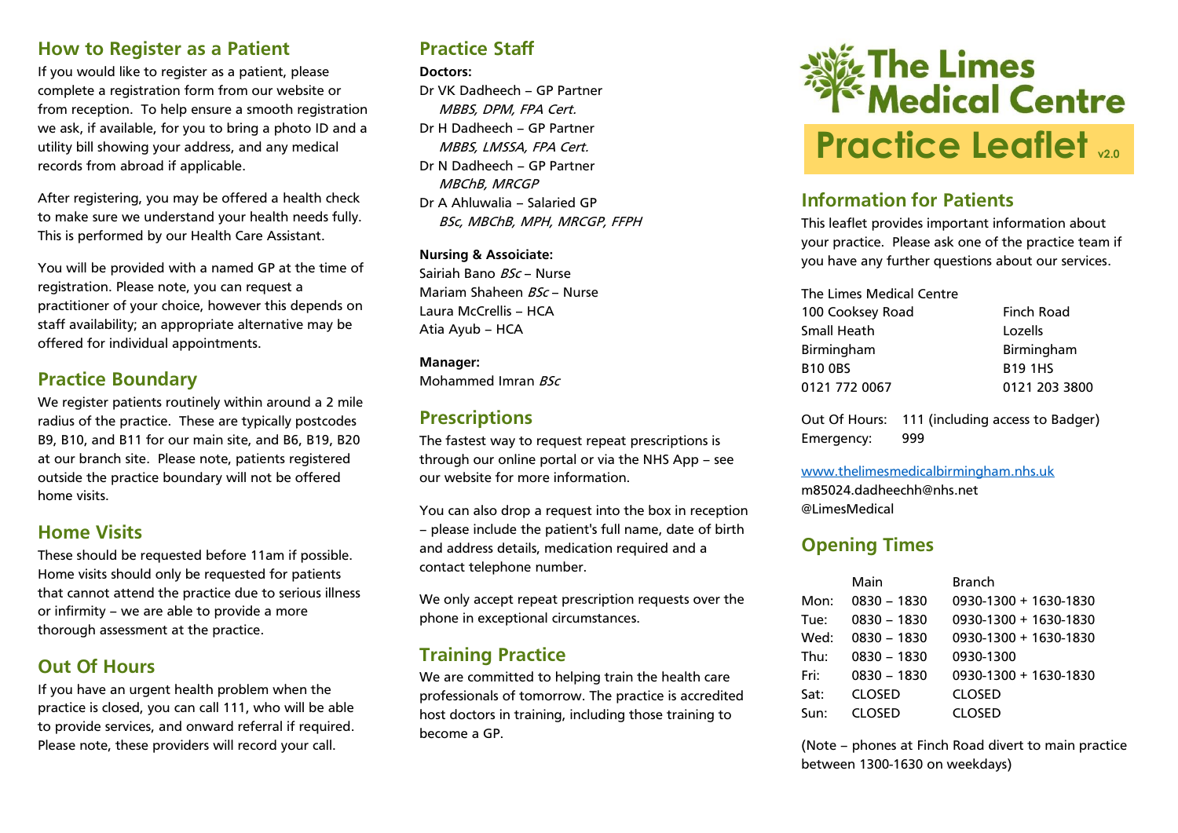## How to Register as a Patient

If you would like to register as a patient, please complete a registration form from our website or from reception. To help ensure a smooth registration we ask, if available, for you to bring a photo ID and a utility bill showing your address, and any medical records from abroad if applicable.

After registering, you may be offered a health check to make sure we understand your health needs fully. This is performed by our Health Care Assistant.

You will be provided with a named GP at the time of registration. Please note, you can request a practitioner of your choice, however this depends on staff availability; an appropriate alternative may be offered for individual appointments.

## Practice Boundary

We register patients routinely within around a 2 mile radius of the practice. These are typically postcodes B9, B10, and B11 for our main site, and B6, B19, B20 at our branch site. Please note, patients registered outside the practice boundary will not be offered home visits.

## Home Visits

These should be requested before 11am if possible. Home visits should only be requested for patients that cannot attend the practice due to serious illness or infirmity – we are able to provide a more thorough assessment at the practice.

## Out Of Hours

If you have an urgent health problem when the practice is closed, you can call 111, who will be able to provide services, and onward referral if required. Please note, these providers will record your call.

## Practice Staff

**Doctors:**

Dr VK Dadheech – GP Partner
*MBBS, DPM, FPA Cert.*
Dr H Dadheech – GP Partner
*MBBS, LMSSA, FPA Cert.*
Dr N Dadheech – GP Partner
*MBChB, MRCGP*
Dr A Ahluwalia – Salaried GP
*BSc, MBChB, MPH, MRCGP, FFPH*

**Nursing & Assoiciate:**

Sairiah Bano *BSc* – Nurse
Mariam Shaheen *BSc* – Nurse
Laura McCrellis – HCA
Atia Ayub – HCA

**Manager:**

Mohammed Imran *BSc*

## Prescriptions

The fastest way to request repeat prescriptions is through our online portal or via the NHS App – see our website for more information.

You can also drop a request into the box in reception – please include the patient's full name, date of birth and address details, medication required and a contact telephone number.

We only accept repeat prescription requests over the phone in exceptional circumstances.

## Training Practice

We are committed to helping train the health care professionals of tomorrow. The practice is accredited host doctors in training, including those training to become a GP.

# The Limes Medical Centre

# Practice Leaflet v2.0

## Information for Patients

This leaflet provides important information about your practice. Please ask one of the practice team if you have any further questions about our services.

| The Limes Medical Centre | |
|---|---|
| 100 Cooksey Road | Finch Road |
| Small Heath | Lozells |
| Birmingham | Birmingham |
| B10 0BS | B19 1HS |
| 0121 772 0067 | 0121 203 3800 |

Out Of Hours: 111 (including access to Badger)
Emergency: 999

www.thelimesmedicalbirmingham.nhs.uk
m85024.dadheechh@nhs.net
@LimesMedical

## Opening Times

| | Main | Branch |
|---|---|---|
| Mon: | 0830 – 1830 | 0930-1300 + 1630-1830 |
| Tue: | 0830 – 1830 | 0930-1300 + 1630-1830 |
| Wed: | 0830 – 1830 | 0930-1300 + 1630-1830 |
| Thu: | 0830 – 1830 | 0930-1300 |
| Fri: | 0830 – 1830 | 0930-1300 + 1630-1830 |
| Sat: | CLOSED | CLOSED |
| Sun: | CLOSED | CLOSED |

(Note – phones at Finch Road divert to main practice between 1300-1630 on weekdays)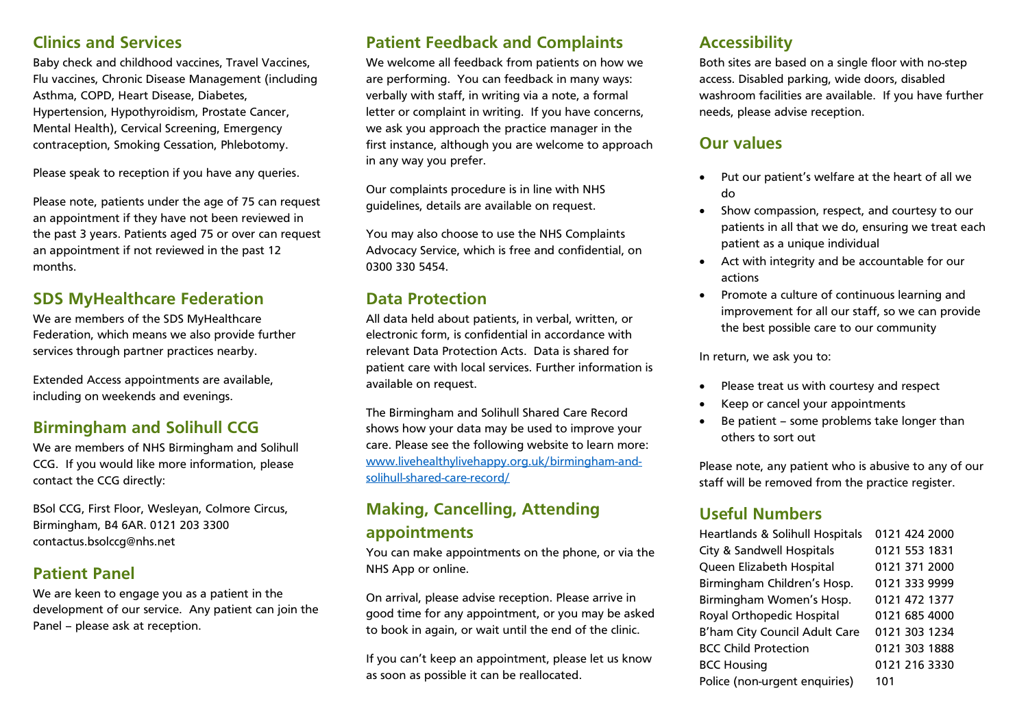## Clinics and Services

Baby check and childhood vaccines, Travel Vaccines, Flu vaccines, Chronic Disease Management (including Asthma, COPD, Heart Disease, Diabetes, Hypertension, Hypothyroidism, Prostate Cancer, Mental Health), Cervical Screening, Emergency contraception, Smoking Cessation, Phlebotomy.

Please speak to reception if you have any queries.

Please note, patients under the age of 75 can request an appointment if they have not been reviewed in the past 3 years. Patients aged 75 or over can request an appointment if not reviewed in the past 12 months.

## SDS MyHealthcare Federation

We are members of the SDS MyHealthcare Federation, which means we also provide further services through partner practices nearby.

Extended Access appointments are available, including on weekends and evenings.

## Birmingham and Solihull CCG

We are members of NHS Birmingham and Solihull CCG. If you would like more information, please contact the CCG directly:

BSol CCG, First Floor, Wesleyan, Colmore Circus, Birmingham, B4 6AR. 0121 203 3300
contactus.bsolccg@nhs.net

## Patient Panel

We are keen to engage you as a patient in the development of our service. Any patient can join the Panel – please ask at reception.

## Patient Feedback and Complaints

We welcome all feedback from patients on how we are performing. You can feedback in many ways: verbally with staff, in writing via a note, a formal letter or complaint in writing. If you have concerns, we ask you approach the practice manager in the first instance, although you are welcome to approach in any way you prefer.

Our complaints procedure is in line with NHS guidelines, details are available on request.

You may also choose to use the NHS Complaints Advocacy Service, which is free and confidential, on 0300 330 5454.

## Data Protection

All data held about patients, in verbal, written, or electronic form, is confidential in accordance with relevant Data Protection Acts. Data is shared for patient care with local services. Further information is available on request.

The Birmingham and Solihull Shared Care Record shows how your data may be used to improve your care. Please see the following website to learn more: www.livehealthylivehappy.org.uk/birmingham-and-solihull-shared-care-record/

## Making, Cancelling, Attending appointments

You can make appointments on the phone, or via the NHS App or online.

On arrival, please advise reception. Please arrive in good time for any appointment, or you may be asked to book in again, or wait until the end of the clinic.

If you can't keep an appointment, please let us know as soon as possible it can be reallocated.

## Accessibility

Both sites are based on a single floor with no-step access. Disabled parking, wide doors, disabled washroom facilities are available. If you have further needs, please advise reception.

## Our values

- Put our patient's welfare at the heart of all we do
- Show compassion, respect, and courtesy to our patients in all that we do, ensuring we treat each patient as a unique individual
- Act with integrity and be accountable for our actions
- Promote a culture of continuous learning and improvement for all our staff, so we can provide the best possible care to our community

In return, we ask you to:

- Please treat us with courtesy and respect
- Keep or cancel your appointments
- Be patient – some problems take longer than others to sort out

Please note, any patient who is abusive to any of our staff will be removed from the practice register.

## Useful Numbers

| | |
|---|---|
| Heartlands & Solihull Hospitals | 0121 424 2000 |
| City & Sandwell Hospitals | 0121 553 1831 |
| Queen Elizabeth Hospital | 0121 371 2000 |
| Birmingham Children's Hosp. | 0121 333 9999 |
| Birmingham Women's Hosp. | 0121 472 1377 |
| Royal Orthopedic Hospital | 0121 685 4000 |
| B'ham City Council Adult Care | 0121 303 1234 |
| BCC Child Protection | 0121 303 1888 |
| BCC Housing | 0121 216 3330 |
| Police (non-urgent enquiries) | 101 |